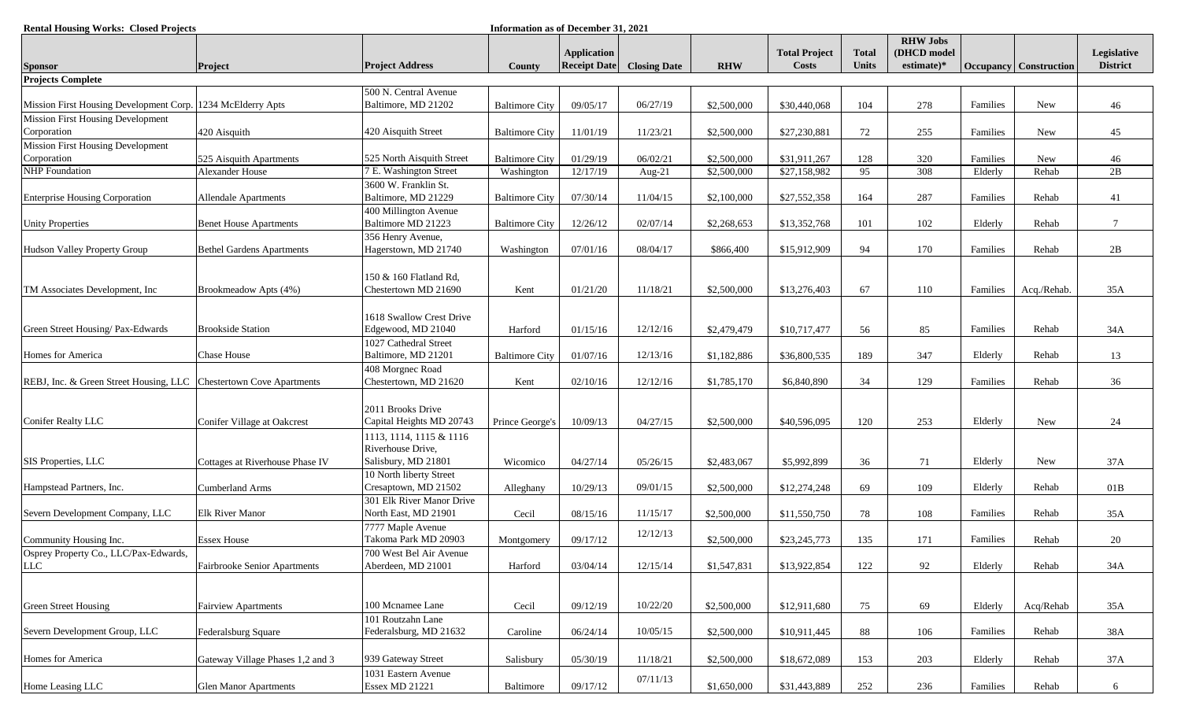**Rental Housing Works: Closed Projects** | **Information as of December 31, 2021**

| Sponsor | Project | Project Address | County | Application Receipt Date | Closing Date | RHW | Total Project Costs | Total Units | RHW Jobs (DHCD model estimate)* | Occupancy | Construction | Legislative District |
|---|---|---|---|---|---|---|---|---|---|---|---|---|
| **Projects Complete** | | | | | | | | | | | | |
| Mission First Housing Development Corp. | 1234 McElderry Apts | 500 N. Central Avenue Baltimore, MD 21202 | Baltimore City | 09/05/17 | 06/27/19 | $2,500,000 | $30,440,068 | 104 | 278 | Families | New | 46 |
| Mission First Housing Development Corporation | 420 Aisquith | 420 Aisquith Street | Baltimore City | 11/01/19 | 11/23/21 | $2,500,000 | $27,230,881 | 72 | 255 | Families | New | 45 |
| Mission First Housing Development Corporation | 525 Aisquith Apartments | 525 North Aisquith Street | Baltimore City | 01/29/19 | 06/02/21 | $2,500,000 | $31,911,267 | 128 | 320 | Families | New | 46 |
| NHP Foundation | Alexander House | 7 E. Washington Street | Washington | 12/17/19 | Aug-21 | $2,500,000 | $27,158,982 | 95 | 308 | Elderly | Rehab | 2B |
| Enterprise Housing Corporation | Allendale Apartments | 3600 W. Franklin St. Baltimore, MD 21229 | Baltimore City | 07/30/14 | 11/04/15 | $2,100,000 | $27,552,358 | 164 | 287 | Families | Rehab | 41 |
| Unity Properties | Benet House Apartments | 400 Millington Avenue Baltimore MD 21223 | Baltimore City | 12/26/12 | 02/07/14 | $2,268,653 | $13,352,768 | 101 | 102 | Elderly | Rehab | 7 |
| Hudson Valley Property Group | Bethel Gardens Apartments | 356 Henry Avenue, Hagerstown, MD 21740 | Washington | 07/01/16 | 08/04/17 | $866,400 | $15,912,909 | 94 | 170 | Families | Rehab | 2B |
| TM Associates Development, Inc | Brookmeadow Apts (4%) | 150 & 160 Flatland Rd, Chestertown MD 21690 | Kent | 01/21/20 | 11/18/21 | $2,500,000 | $13,276,403 | 67 | 110 | Families | Acq./Rehab. | 35A |
| Green Street Housing/ Pax-Edwards | Brookside Station | 1618 Swallow Crest Drive Edgewood, MD 21040 | Harford | 01/15/16 | 12/12/16 | $2,479,479 | $10,717,477 | 56 | 85 | Families | Rehab | 34A |
| Homes for America | Chase House | 1027 Cathedral Street Baltimore, MD 21201 | Baltimore City | 01/07/16 | 12/13/16 | $1,182,886 | $36,800,535 | 189 | 347 | Elderly | Rehab | 13 |
| REBJ, Inc. & Green Street Housing, LLC | Chestertown Cove Apartments | 408 Morgnec Road Chestertown, MD 21620 | Kent | 02/10/16 | 12/12/16 | $1,785,170 | $6,840,890 | 34 | 129 | Families | Rehab | 36 |
| Conifer Realty LLC | Conifer Village at Oakcrest | 2011 Brooks Drive Capital Heights MD 20743 | Prince George's | 10/09/13 | 04/27/15 | $2,500,000 | $40,596,095 | 120 | 253 | Elderly | New | 24 |
| SIS Properties, LLC | Cottages at Riverhouse Phase IV | 1113, 1114, 1115 & 1116 Riverhouse Drive, Salisbury, MD 21801 | Wicomico | 04/27/14 | 05/26/15 | $2,483,067 | $5,992,899 | 36 | 71 | Elderly | New | 37A |
| Hampstead Partners, Inc. | Cumberland Arms | 10 North liberty Street Cresaptown, MD 21502 | Alleghany | 10/29/13 | 09/01/15 | $2,500,000 | $12,274,248 | 69 | 109 | Elderly | Rehab | 01B |
| Severn Development Company, LLC | Elk River Manor | 301 Elk River Manor Drive North East, MD 21901 | Cecil | 08/15/16 | 11/15/17 | $2,500,000 | $11,550,750 | 78 | 108 | Families | Rehab | 35A |
| Community Housing Inc. | Essex House | 7777 Maple Avenue Takoma Park MD 20903 | Montgomery | 09/17/12 | 12/12/13 | $2,500,000 | $23,245,773 | 135 | 171 | Families | Rehab | 20 |
| Osprey Property Co., LLC/Pax-Edwards, LLC | Fairbrooke Senior Apartments | 700 West Bel Air Avenue Aberdeen, MD 21001 | Harford | 03/04/14 | 12/15/14 | $1,547,831 | $13,922,854 | 122 | 92 | Elderly | Rehab | 34A |
| Green Street Housing | Fairview Apartments | 100 Mcnamee Lane | Cecil | 09/12/19 | 10/22/20 | $2,500,000 | $12,911,680 | 75 | 69 | Elderly | Acq/Rehab | 35A |
| Severn Development Group, LLC | Federalsburg Square | 101 Routzahn Lane Federalsburg, MD 21632 | Caroline | 06/24/14 | 10/05/15 | $2,500,000 | $10,911,445 | 88 | 106 | Families | Rehab | 38A |
| Homes for America | Gateway Village Phases 1,2 and 3 | 939 Gateway Street | Salisbury | 05/30/19 | 11/18/21 | $2,500,000 | $18,672,089 | 153 | 203 | Elderly | Rehab | 37A |
| Home Leasing LLC | Glen Manor Apartments | 1031 Eastern Avenue Essex MD 21221 | Baltimore | 09/17/12 | 07/11/13 | $1,650,000 | $31,443,889 | 252 | 236 | Families | Rehab | 6 |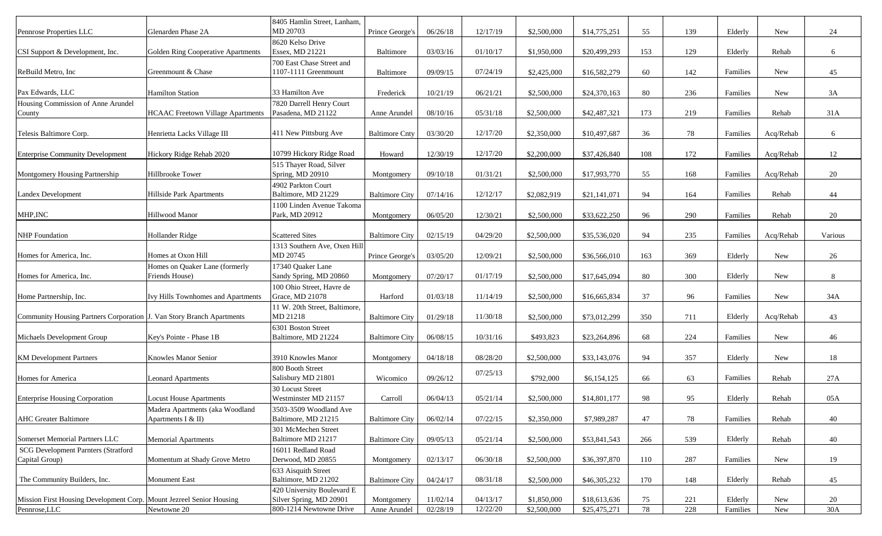| | | | | | | | | | | | | |
|---|---|---|---|---|---|---|---|---|---|---|---|---|
| Pennrose Properties LLC | Glenarden Phase 2A | 8405 Hamlin Street, Lanham, MD 20703 | Prince George's | 06/26/18 | 12/17/19 | $2,500,000 | $14,775,251 | 55 | 139 | Elderly | New | 24 |
| CSI Support & Development, Inc. | Golden Ring Cooperative Apartments | 8620 Kelso Drive Essex, MD 21221 | Baltimore | 03/03/16 | 01/10/17 | $1,950,000 | $20,499,293 | 153 | 129 | Elderly | Rehab | 6 |
| ReBuild Metro, Inc | Greenmount & Chase | 700 East Chase Street and 1107-1111 Greenmount | Baltimore | 09/09/15 | 07/24/19 | $2,425,000 | $16,582,279 | 60 | 142 | Families | New | 45 |
| Pax Edwards, LLC | Hamilton Station | 33 Hamilton Ave | Frederick | 10/21/19 | 06/21/21 | $2,500,000 | $24,370,163 | 80 | 236 | Families | New | 3A |
| Housing Commission of Anne Arundel County | HCAAC Freetown Village Apartments | 7820 Darrell Henry Court Pasadena, MD 21122 | Anne Arundel | 08/10/16 | 05/31/18 | $2,500,000 | $42,487,321 | 173 | 219 | Families | Rehab | 31A |
| Telesis Baltimore Corp. | Henrietta Lacks Village III | 411 New Pittsburg Ave | Baltimore Cnty | 03/30/20 | 12/17/20 | $2,350,000 | $10,497,687 | 36 | 78 | Families | Acq/Rehab | 6 |
| Enterprise Community Development | Hickory Ridge Rehab 2020 | 10799 Hickory Ridge Road | Howard | 12/30/19 | 12/17/20 | $2,200,000 | $37,426,840 | 108 | 172 | Families | Acq/Rehab | 12 |
| Montgomery Housing Partnership | Hillbrooke Tower | 515 Thayer Road, Silver Spring, MD 20910 | Montgomery | 09/10/18 | 01/31/21 | $2,500,000 | $17,993,770 | 55 | 168 | Families | Acq/Rehab | 20 |
| Landex Development | Hillside Park Apartments | 4902 Parkton Court Baltimore, MD 21229 | Baltimore City | 07/14/16 | 12/12/17 | $2,082,919 | $21,141,071 | 94 | 164 | Families | Rehab | 44 |
| MHP,INC | Hillwood Manor | 1100 Linden Avenue Takoma Park, MD 20912 | Montgomery | 06/05/20 | 12/30/21 | $2,500,000 | $33,622,250 | 96 | 290 | Families | Rehab | 20 |
| NHP Foundation | Hollander Ridge | Scattered Sites | Baltimore City | 02/15/19 | 04/29/20 | $2,500,000 | $35,536,020 | 94 | 235 | Families | Acq/Rehab | Various |
| Homes for America, Inc. | Homes at Oxon Hill | 1313 Southern Ave, Oxen Hill MD 20745 | Prince George's | 03/05/20 | 12/09/21 | $2,500,000 | $36,566,010 | 163 | 369 | Elderly | New | 26 |
| Homes for America, Inc. | Homes on Quaker Lane (formerly Friends House) | 17340 Quaker Lane Sandy Spring, MD 20860 | Montgomery | 07/20/17 | 01/17/19 | $2,500,000 | $17,645,094 | 80 | 300 | Elderly | New | 8 |
| Home Partnership, Inc. | Ivy Hills Townhomes and Apartments | 100 Ohio Street, Havre de Grace, MD 21078 | Harford | 01/03/18 | 11/14/19 | $2,500,000 | $16,665,834 | 37 | 96 | Families | New | 34A |
| Community Housing Partners Corporation | J. Van Story Branch Apartments | 11 W. 20th Street, Baltimore, MD 21218 | Baltimore City | 01/29/18 | 11/30/18 | $2,500,000 | $73,012,299 | 350 | 711 | Elderly | Acq/Rehab | 43 |
| Michaels Development Group | Key's Pointe - Phase 1B | 6301 Boston Street Baltimore, MD 21224 | Baltimore City | 06/08/15 | 10/31/16 | $493,823 | $23,264,896 | 68 | 224 | Families | New | 46 |
| KM Development Partners | Knowles Manor Senior | 3910 Knowles Manor | Montgomery | 04/18/18 | 08/28/20 | $2,500,000 | $33,143,076 | 94 | 357 | Elderly | New | 18 |
| Homes for America | Leonard Apartments | 800 Booth Street Salisbury MD 21801 | Wicomico | 09/26/12 | 07/25/13 | $792,000 | $6,154,125 | 66 | 63 | Families | Rehab | 27A |
| Enterprise Housing Corporation | Locust House Apartments | 30 Locust Street Westminster MD 21157 | Carroll | 06/04/13 | 05/21/14 | $2,500,000 | $14,801,177 | 98 | 95 | Elderly | Rehab | 05A |
| AHC Greater Baltimore | Madera Apartments (aka Woodland Apartments I & II) | 3503-3509 Woodland Ave Baltimore, MD 21215 | Baltimore City | 06/02/14 | 07/22/15 | $2,350,000 | $7,989,287 | 47 | 78 | Families | Rehab | 40 |
| Somerset Memorial Partners LLC | Memorial Apartments | 301 McMechen Street Baltimore MD 21217 | Baltimore City | 09/05/13 | 05/21/14 | $2,500,000 | $53,841,543 | 266 | 539 | Elderly | Rehab | 40 |
| SCG Development Parnters (Stratford Capital Group) | Momentum at Shady Grove Metro | 16011 Redland Road Derwood, MD 20855 | Montgomery | 02/13/17 | 06/30/18 | $2,500,000 | $36,397,870 | 110 | 287 | Families | New | 19 |
| The Community Builders, Inc. | Monument East | 633 Aisquith Street Baltimore, MD 21202 | Baltimore City | 04/24/17 | 08/31/18 | $2,500,000 | $46,305,232 | 170 | 148 | Elderly | Rehab | 45 |
| Mission First Housing Development Corp. | Mount Jezreel Senior Housing | 420 University Boulevard E Silver Spring, MD 20901 | Montgomery | 11/02/14 | 04/13/17 | $1,850,000 | $18,613,636 | 75 | 221 | Elderly | New | 20 |
| Pennrose,LLC | Newtowne 20 | 800-1214 Newtowne Drive | Anne Arundel | 02/28/19 | 12/22/20 | $2,500,000 | $25,475,271 | 78 | 228 | Families | New | 30A |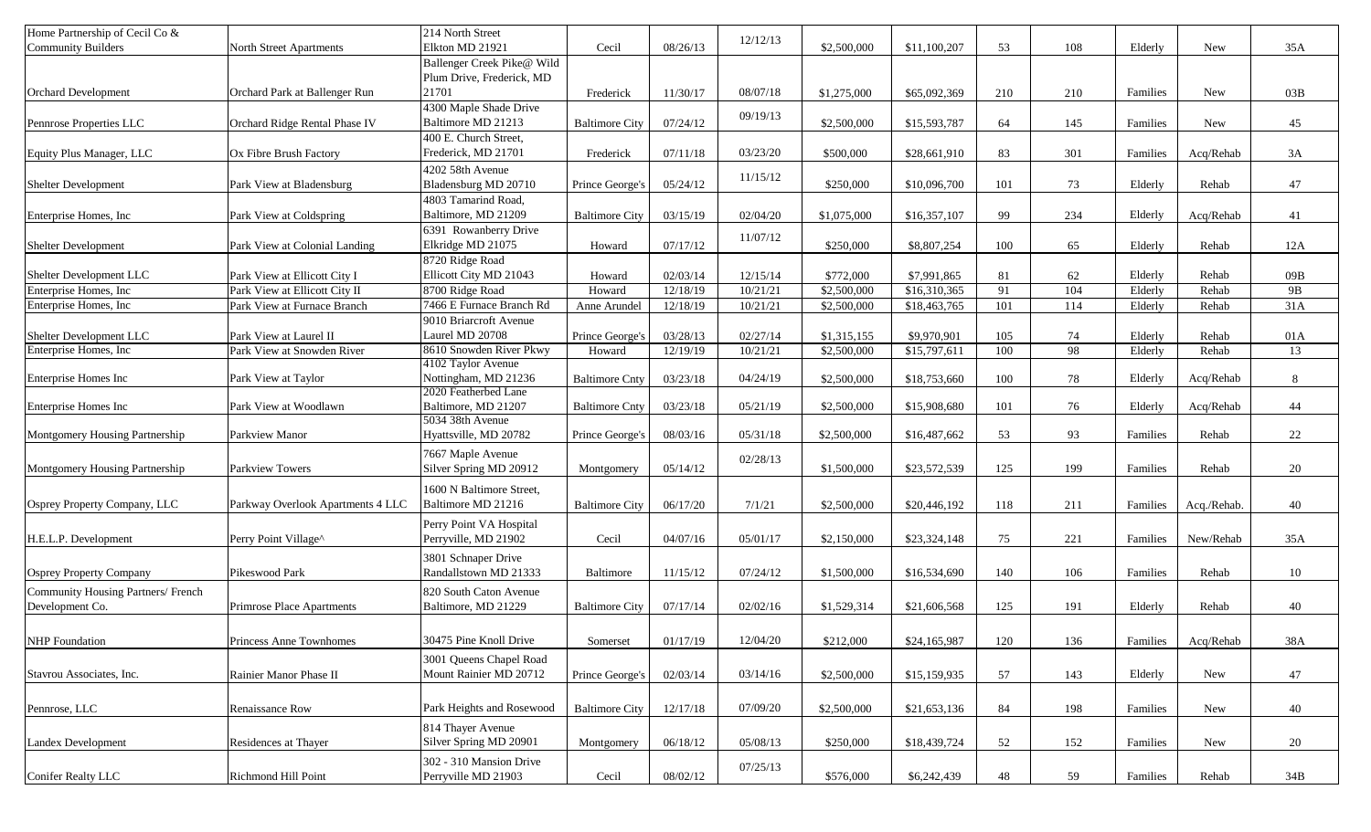| | | | | | | | | | | | | |
|---|---|---|---|---|---|---|---|---|---|---|---|---|
| Home Partnership of Cecil Co & Community Builders | North Street Apartments | 214 North Street Elkton MD 21921 | Cecil | 08/26/13 | 12/12/13 | $2,500,000 | $11,100,207 | 53 | 108 | Elderly | New | 35A |
| Orchard Development | Orchard Park at Ballenger Run | Ballenger Creek Pike@ Wild Plum Drive, Frederick, MD 21701 | Frederick | 11/30/17 | 08/07/18 | $1,275,000 | $65,092,369 | 210 | 210 | Families | New | 03B |
| Pennrose Properties LLC | Orchard Ridge Rental Phase IV | 4300 Maple Shade Drive Baltimore MD 21213 | Baltimore City | 07/24/12 | 09/19/13 | $2,500,000 | $15,593,787 | 64 | 145 | Families | New | 45 |
| Equity Plus Manager, LLC | Ox Fibre Brush Factory | 400 E. Church Street, Frederick, MD 21701 | Frederick | 07/11/18 | 03/23/20 | $500,000 | $28,661,910 | 83 | 301 | Families | Acq/Rehab | 3A |
| Shelter Development | Park View at Bladensburg | 4202 58th Avenue Bladensburg MD 20710 | Prince George's | 05/24/12 | 11/15/12 | $250,000 | $10,096,700 | 101 | 73 | Elderly | Rehab | 47 |
| Enterprise Homes, Inc | Park View at Coldspring | 4803 Tamarind Road, Baltimore, MD 21209 | Baltimore City | 03/15/19 | 02/04/20 | $1,075,000 | $16,357,107 | 99 | 234 | Elderly | Acq/Rehab | 41 |
| Shelter Development | Park View at Colonial Landing | 6391 Rowanberry Drive Elkridge MD 21075 | Howard | 07/17/12 | 11/07/12 | $250,000 | $8,807,254 | 100 | 65 | Elderly | Rehab | 12A |
| Shelter Development LLC | Park View at Ellicott City I | 8720 Ridge Road Ellicott City MD 21043 | Howard | 02/03/14 | 12/15/14 | $772,000 | $7,991,865 | 81 | 62 | Elderly | Rehab | 09B |
| Enterprise Homes, Inc | Park View at Ellicott City II | 8700 Ridge Road | Howard | 12/18/19 | 10/21/21 | $2,500,000 | $16,310,365 | 91 | 104 | Elderly | Rehab | 9B |
| Enterprise Homes, Inc | Park View at Furnace Branch | 7466 E Furnace Branch Rd | Anne Arundel | 12/18/19 | 10/21/21 | $2,500,000 | $18,463,765 | 101 | 114 | Elderly | Rehab | 31A |
| Shelter Development LLC | Park View at Laurel II | 9010 Briarcroft Avenue Laurel MD 20708 | Prince George's | 03/28/13 | 02/27/14 | $1,315,155 | $9,970,901 | 105 | 74 | Elderly | Rehab | 01A |
| Enterprise Homes, Inc | Park View at Snowden River | 8610 Snowden River Pkwy | Howard | 12/19/19 | 10/21/21 | $2,500,000 | $15,797,611 | 100 | 98 | Elderly | Rehab | 13 |
| Enterprise Homes Inc | Park View at Taylor | 4102 Taylor Avenue Nottingham, MD 21236 | Baltimore Cnty | 03/23/18 | 04/24/19 | $2,500,000 | $18,753,660 | 100 | 78 | Elderly | Acq/Rehab | 8 |
| Enterprise Homes Inc | Park View at Woodlawn | 2020 Featherbed Lane Baltimore, MD 21207 | Baltimore Cnty | 03/23/18 | 05/21/19 | $2,500,000 | $15,908,680 | 101 | 76 | Elderly | Acq/Rehab | 44 |
| Montgomery Housing Partnership | Parkview Manor | 5034 38th Avenue Hyattsville, MD 20782 | Prince George's | 08/03/16 | 05/31/18 | $2,500,000 | $16,487,662 | 53 | 93 | Families | Rehab | 22 |
| Montgomery Housing Partnership | Parkview Towers | 7667 Maple Avenue Silver Spring MD 20912 | Montgomery | 05/14/12 | 02/28/13 | $1,500,000 | $23,572,539 | 125 | 199 | Families | Rehab | 20 |
| Osprey Property Company, LLC | Parkway Overlook Apartments 4 LLC | 1600 N Baltimore Street, Baltimore MD 21216 | Baltimore City | 06/17/20 | 7/1/21 | $2,500,000 | $20,446,192 | 118 | 211 | Families | Acq./Rehab. | 40 |
| H.E.L.P. Development | Perry Point Village^ | Perry Point VA Hospital Perryville, MD 21902 | Cecil | 04/07/16 | 05/01/17 | $2,150,000 | $23,324,148 | 75 | 221 | Families | New/Rehab | 35A |
| Osprey Property Company | Pikeswood Park | 3801 Schnaper Drive Randallstown MD 21333 | Baltimore | 11/15/12 | 07/24/12 | $1,500,000 | $16,534,690 | 140 | 106 | Families | Rehab | 10 |
| Community Housing Partners/ French Development Co. | Primrose Place Apartments | 820 South Caton Avenue Baltimore, MD 21229 | Baltimore City | 07/17/14 | 02/02/16 | $1,529,314 | $21,606,568 | 125 | 191 | Elderly | Rehab | 40 |
| NHP Foundation | Princess Anne Townhomes | 30475 Pine Knoll Drive | Somerset | 01/17/19 | 12/04/20 | $212,000 | $24,165,987 | 120 | 136 | Families | Acq/Rehab | 38A |
| Stavrou Associates, Inc. | Rainier Manor Phase II | 3001 Queens Chapel Road Mount Rainier MD 20712 | Prince George's | 02/03/14 | 03/14/16 | $2,500,000 | $15,159,935 | 57 | 143 | Elderly | New | 47 |
| Pennrose, LLC | Renaissance Row | Park Heights and Rosewood | Baltimore City | 12/17/18 | 07/09/20 | $2,500,000 | $21,653,136 | 84 | 198 | Families | New | 40 |
| Landex Development | Residences at Thayer | 814 Thayer Avenue Silver Spring MD 20901 | Montgomery | 06/18/12 | 05/08/13 | $250,000 | $18,439,724 | 52 | 152 | Families | New | 20 |
| Conifer Realty LLC | Richmond Hill Point | 302 - 310 Mansion Drive Perryville MD 21903 | Cecil | 08/02/12 | 07/25/13 | $576,000 | $6,242,439 | 48 | 59 | Families | Rehab | 34B |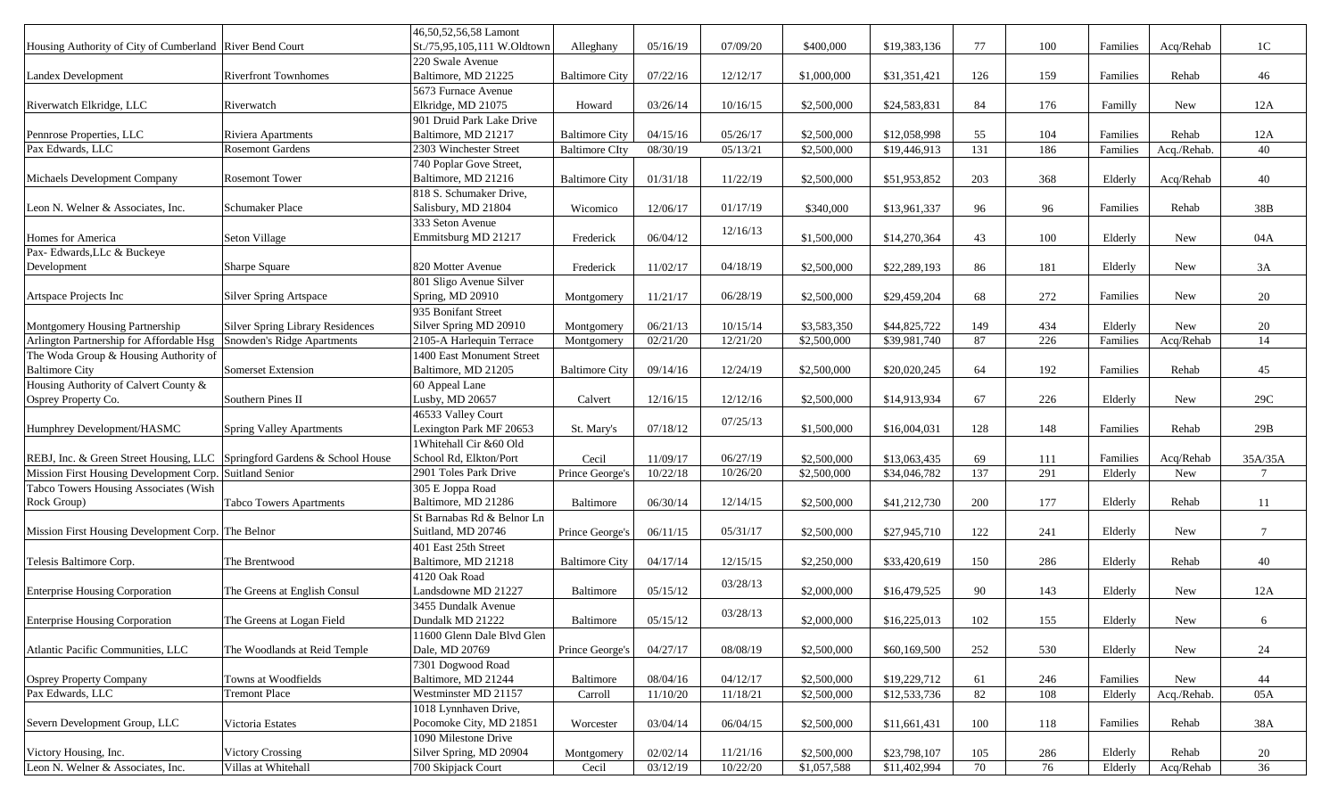| | | | | | | | | | | | | |
|---|---|---|---|---|---|---|---|---|---|---|---|---|
| Housing Authority of City of Cumberland | River Bend Court | 46,50,52,56,58 Lamont St./75,95,105,111 W.Oldtown | Alleghany | 05/16/19 | 07/09/20 | $400,000 | $19,383,136 | 77 | 100 | Families | Acq/Rehab | 1C |
| Landex Development | Riverfront Townhomes | 220 Swale Avenue Baltimore, MD 21225 | Baltimore City | 07/22/16 | 12/12/17 | $1,000,000 | $31,351,421 | 126 | 159 | Families | Rehab | 46 |
| Riverwatch Elkridge, LLC | Riverwatch | 5673 Furnace Avenue Elkridge, MD 21075 | Howard | 03/26/14 | 10/16/15 | $2,500,000 | $24,583,831 | 84 | 176 | Familly | New | 12A |
| Pennrose Properties, LLC | Riviera Apartments | 901 Druid Park Lake Drive Baltimore, MD 21217 | Baltimore City | 04/15/16 | 05/26/17 | $2,500,000 | $12,058,998 | 55 | 104 | Families | Rehab | 12A |
| Pax Edwards, LLC | Rosemont Gardens | 2303 Winchester Street | Baltimore CIty | 08/30/19 | 05/13/21 | $2,500,000 | $19,446,913 | 131 | 186 | Families | Acq./Rehab. | 40 |
| Michaels Development Company | Rosemont Tower | 740 Poplar Gove Street, Baltimore, MD 21216 | Baltimore City | 01/31/18 | 11/22/19 | $2,500,000 | $51,953,852 | 203 | 368 | Elderly | Acq/Rehab | 40 |
| Leon N. Welner & Associates, Inc. | Schumaker Place | 818 S. Schumaker Drive, Salisbury, MD 21804 | Wicomico | 12/06/17 | 01/17/19 | $340,000 | $13,961,337 | 96 | 96 | Families | Rehab | 38B |
| Homes for America | Seton Village | 333 Seton Avenue Emmitsburg MD 21217 | Frederick | 06/04/12 | 12/16/13 | $1,500,000 | $14,270,364 | 43 | 100 | Elderly | New | 04A |
| Pax- Edwards,LLc & Buckeye Development | Sharpe Square | 820 Motter Avenue | Frederick | 11/02/17 | 04/18/19 | $2,500,000 | $22,289,193 | 86 | 181 | Elderly | New | 3A |
| Artspace Projects Inc | Silver Spring Artspace | 801 Sligo Avenue Silver Spring, MD 20910 | Montgomery | 11/21/17 | 06/28/19 | $2,500,000 | $29,459,204 | 68 | 272 | Families | New | 20 |
| Montgomery Housing Partnership | Silver Spring Library Residences | 935 Bonifant Street Silver Spring MD 20910 | Montgomery | 06/21/13 | 10/15/14 | $3,583,350 | $44,825,722 | 149 | 434 | Elderly | New | 20 |
| Arlington Partnership for Affordable Hsg | Snowden's Ridge Apartments | 2105-A Harlequin Terrace | Montgomery | 02/21/20 | 12/21/20 | $2,500,000 | $39,981,740 | 87 | 226 | Families | Acq/Rehab | 14 |
| The Woda Group & Housing Authority of Baltimore City | Somerset Extension | 1400 East Monument Street Baltimore, MD 21205 | Baltimore City | 09/14/16 | 12/24/19 | $2,500,000 | $20,020,245 | 64 | 192 | Families | Rehab | 45 |
| Housing Authority of Calvert County & Osprey Property Co. | Southern Pines II | 60 Appeal Lane Lusby, MD 20657 | Calvert | 12/16/15 | 12/12/16 | $2,500,000 | $14,913,934 | 67 | 226 | Elderly | New | 29C |
| Humphrey Development/HASMC | Spring Valley Apartments | 46533 Valley Court Lexington Park MF 20653 | St. Mary's | 07/18/12 | 07/25/13 | $1,500,000 | $16,004,031 | 128 | 148 | Families | Rehab | 29B |
| REBJ, Inc. & Green Street Housing, LLC | Springford Gardens & School House | 1Whitehall Cir &60 Old School Rd, Elkton/Port | Cecil | 11/09/17 | 06/27/19 | $2,500,000 | $13,063,435 | 69 | 111 | Families | Acq/Rehab | 35A/35A |
| Mission First Housing Development Corp. | Suitland Senior | 2901 Toles Park Drive | Prince George's | 10/22/18 | 10/26/20 | $2,500,000 | $34,046,782 | 137 | 291 | Elderly | New | 7 |
| Tabco Towers Housing Associates (Wish Rock Group) | Tabco Towers Apartments | 305 E Joppa Road Baltimore, MD 21286 | Baltimore | 06/30/14 | 12/14/15 | $2,500,000 | $41,212,730 | 200 | 177 | Elderly | Rehab | 11 |
| Mission First Housing Development Corp. | The Belnor | St Barnabas Rd & Belnor Ln Suitland, MD 20746 | Prince George's | 06/11/15 | 05/31/17 | $2,500,000 | $27,945,710 | 122 | 241 | Elderly | New | 7 |
| Telesis Baltimore Corp. | The Brentwood | 401 East 25th Street Baltimore, MD 21218 | Baltimore City | 04/17/14 | 12/15/15 | $2,250,000 | $33,420,619 | 150 | 286 | Elderly | Rehab | 40 |
| Enterprise Housing Corporation | The Greens at English Consul | 4120 Oak Road Landsdowne MD 21227 | Baltimore | 05/15/12 | 03/28/13 | $2,000,000 | $16,479,525 | 90 | 143 | Elderly | New | 12A |
| Enterprise Housing Corporation | The Greens at Logan Field | 3455 Dundalk Avenue Dundalk MD 21222 | Baltimore | 05/15/12 | 03/28/13 | $2,000,000 | $16,225,013 | 102 | 155 | Elderly | New | 6 |
| Atlantic Pacific Communities, LLC | The Woodlands at Reid Temple | 11600 Glenn Dale Blvd Glen Dale, MD 20769 | Prince George's | 04/27/17 | 08/08/19 | $2,500,000 | $60,169,500 | 252 | 530 | Elderly | New | 24 |
| Osprey Property Company | Towns at Woodfields | 7301 Dogwood Road Baltimore, MD 21244 | Baltimore | 08/04/16 | 04/12/17 | $2,500,000 | $19,229,712 | 61 | 246 | Families | New | 44 |
| Pax Edwards, LLC | Tremont Place | Westminster MD 21157 | Carroll | 11/10/20 | 11/18/21 | $2,500,000 | $12,533,736 | 82 | 108 | Elderly | Acq./Rehab. | 05A |
| Severn Development Group, LLC | Victoria Estates | 1018 Lynnhaven Drive, Pocomoke City, MD 21851 | Worcester | 03/04/14 | 06/04/15 | $2,500,000 | $11,661,431 | 100 | 118 | Families | Rehab | 38A |
| Victory Housing, Inc. | Victory Crossing | 1090 Milestone Drive Silver Spring, MD 20904 | Montgomery | 02/02/14 | 11/21/16 | $2,500,000 | $23,798,107 | 105 | 286 | Elderly | Rehab | 20 |
| Leon N. Welner & Associates, Inc. | Villas at Whitehall | 700 Skipjack Court | Cecil | 03/12/19 | 10/22/20 | $1,057,588 | $11,402,994 | 70 | 76 | Elderly | Acq/Rehab | 36 |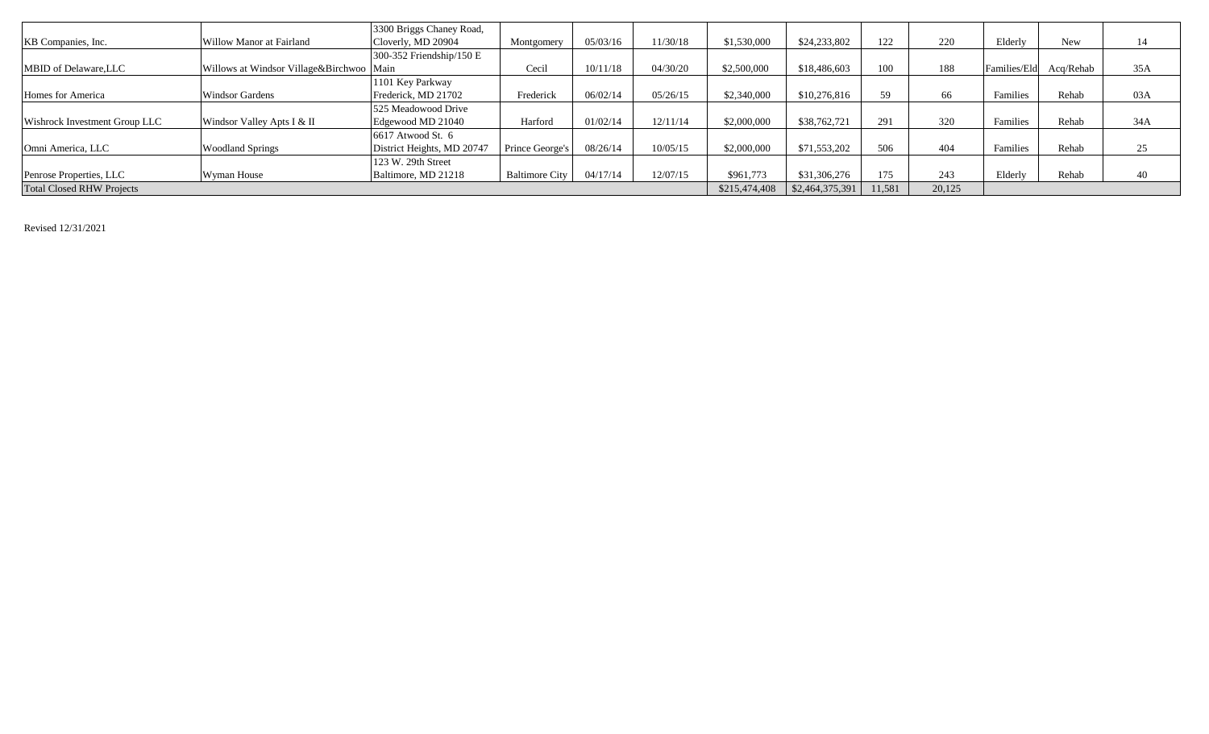| | | | | | | | | | | | | |
|---|---|---|---|---|---|---|---|---|---|---|---|---|
| KB Companies, Inc. | Willow Manor at Fairland | 3300 Briggs Chaney Road, Cloverly, MD 20904 | Montgomery | 05/03/16 | 11/30/18 | $1,530,000 | $24,233,802 | 122 | 220 | Elderly | New | 14 |
| MBID of Delaware,LLC | Willows at Windsor Village&Birchwoo | 300-352 Friendship/150 E Main | Cecil | 10/11/18 | 04/30/20 | $2,500,000 | $18,486,603 | 100 | 188 | Families/Eld | Acq/Rehab | 35A |
| Homes for America | Windsor Gardens | 1101 Key Parkway Frederick, MD 21702 | Frederick | 06/02/14 | 05/26/15 | $2,340,000 | $10,276,816 | 59 | 66 | Families | Rehab | 03A |
| Wishrock Investment Group LLC | Windsor Valley Apts I & II | 525 Meadowood Drive Edgewood MD 21040 | Harford | 01/02/14 | 12/11/14 | $2,000,000 | $38,762,721 | 291 | 320 | Families | Rehab | 34A |
| Omni America, LLC | Woodland Springs | 6617 Atwood St. 6 District Heights, MD 20747 | Prince George's | 08/26/14 | 10/05/15 | $2,000,000 | $71,553,202 | 506 | 404 | Families | Rehab | 25 |
| Penrose Properties, LLC | Wyman House | 123 W. 29th Street Baltimore, MD 21218 | Baltimore City | 04/17/14 | 12/07/15 | $961,773 | $31,306,276 | 175 | 243 | Elderly | Rehab | 40 |
| Total Closed RHW Projects | | | | | | $215,474,408 | $2,464,375,391 | 11,581 | 20,125 | | | |

Revised 12/31/2021